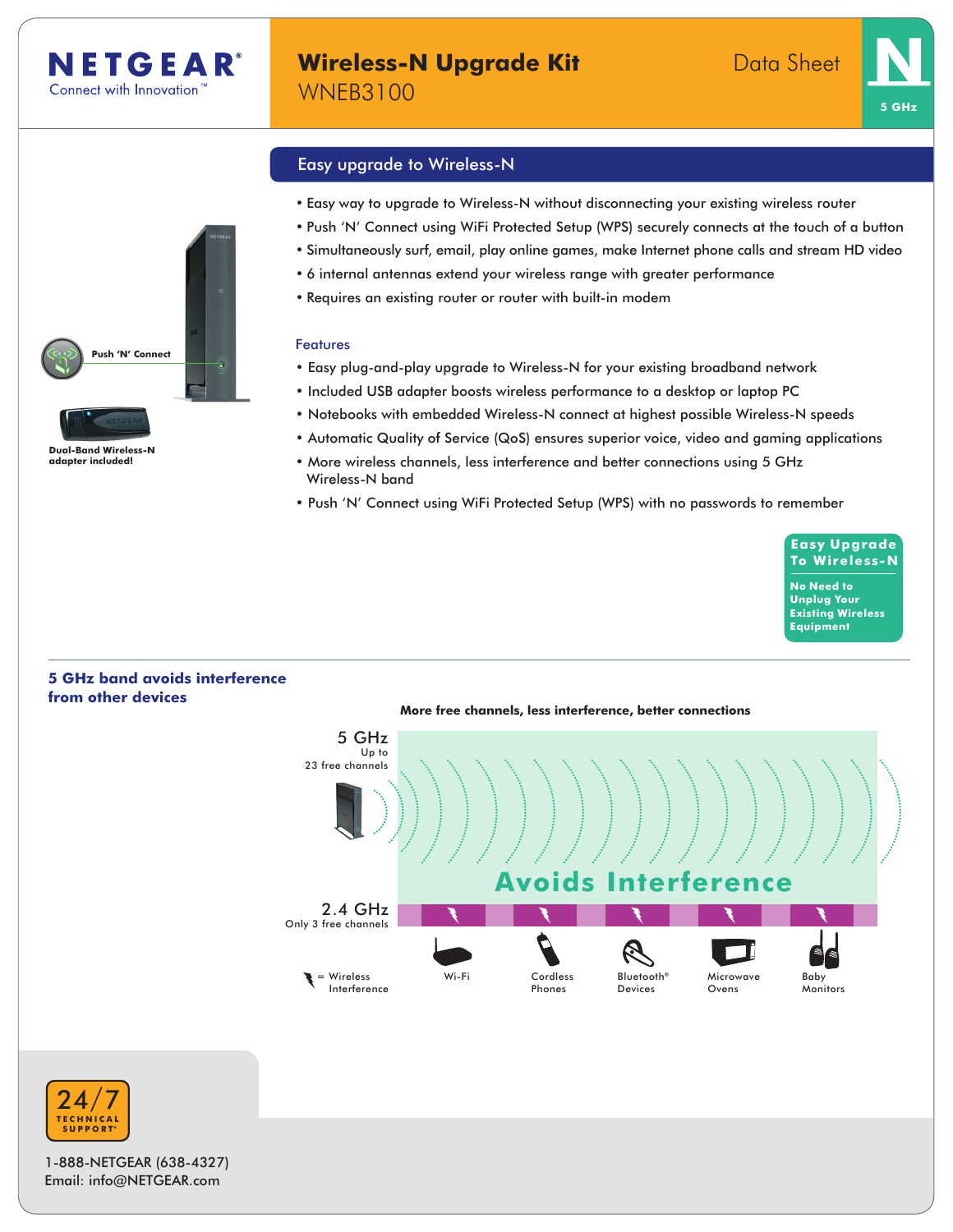# NETGEAR
Connect with Innovation™

# Wireless-N Upgrade Kit
WNEB3100

Data Sheet

N
5 GHz

## Easy upgrade to Wireless-N

- Easy way to upgrade to Wireless-N without disconnecting your existing wireless router
- Push 'N' Connect using WiFi Protected Setup (WPS) securely connects at the touch of a button
- Simultaneously surf, email, play online games, make Internet phone calls and stream HD video
- 6 internal antennas extend your wireless range with greater performance
- Requires an existing router or router with built-in modem

Push 'N' Connect

**Dual-Band Wireless-N adapter included!**

### Features

- Easy plug-and-play upgrade to Wireless-N for your existing broadband network
- Included USB adapter boosts wireless performance to a desktop or laptop PC
- Notebooks with embedded Wireless-N connect at highest possible Wireless-N speeds
- Automatic Quality of Service (QoS) ensures superior voice, video and gaming applications
- More wireless channels, less interference and better connections using 5 GHz Wireless-N band
- Push 'N' Connect using WiFi Protected Setup (WPS) with no passwords to remember

**Easy Upgrade To Wireless-N**

**No Need to Unplug Your Existing Wireless Equipment**

### 5 GHz band avoids interference from other devices

**More free channels, less interference, better connections**

5 GHz
Up to 23 free channels

**Avoids Interference**

2.4 GHz
Only 3 free channels

= Wireless Interference

Wi-Fi | Cordless Phones | Bluetooth® Devices | Microwave Ovens | Baby Monitors

24/7 TECHNICAL SUPPORT*

1-888-NETGEAR (638-4327)
Email: info@NETGEAR.com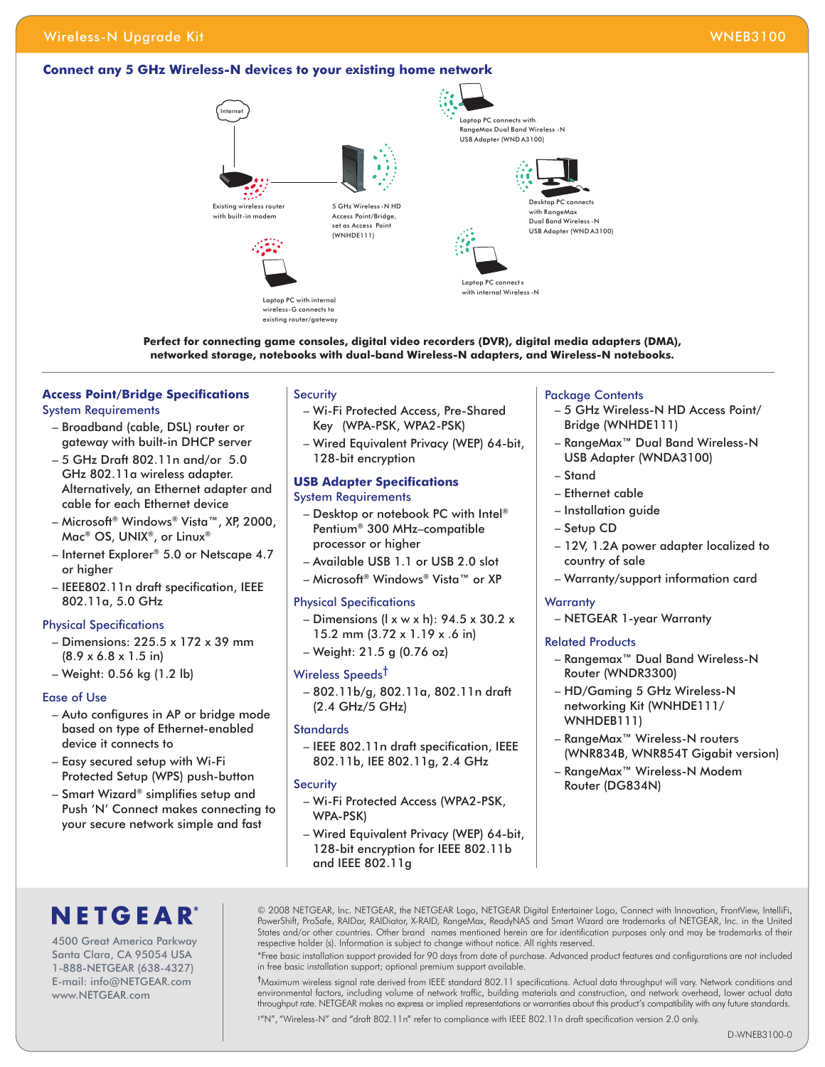Wireless-N Upgrade Kit WNEB3100

## Connect any 5 GHz Wireless-N devices to your existing home network

Internet

Existing wireless router with built-in modem

5 GHz Wireless-N HD Access Point/Bridge, set as Access Point (WNHDE111)

Laptop PC connects with RangeMax Dual Band Wireless-N USB Adapter (WNDA3100)

Desktop PC connects with RangeMax Dual Band Wireless-N USB Adapter (WNDA3100)

Laptop PC connects with internal Wireless-N

Laptop PC with internal wireless-G connects to existing router/gateway

**Perfect for connecting game consoles, digital video recorders (DVR), digital media adapters (DMA), networked storage, notebooks with dual-band Wireless-N adapters, and Wireless-N notebooks.**

---

## Access Point/Bridge Specifications

### System Requirements

- Broadband (cable, DSL) router or gateway with built-in DHCP server
- 5 GHz Draft 802.11n and/or 5.0 GHz 802.11a wireless adapter. Alternatively, an Ethernet adapter and cable for each Ethernet device
- Microsoft® Windows® Vista™, XP, 2000, Mac® OS, UNIX®, or Linux®
- Internet Explorer® 5.0 or Netscape 4.7 or higher
- IEEE802.11n draft specification, IEEE 802.11a, 5.0 GHz

### Physical Specifications

- Dimensions: 225.5 x 172 x 39 mm (8.9 x 6.8 x 1.5 in)
- Weight: 0.56 kg (1.2 lb)

### Ease of Use

- Auto configures in AP or bridge mode based on type of Ethernet-enabled device it connects to
- Easy secured setup with Wi-Fi Protected Setup (WPS) push-button
- Smart Wizard® simplifies setup and Push 'N' Connect makes connecting to your secure network simple and fast

### Security

- Wi-Fi Protected Access, Pre-Shared Key (WPA-PSK, WPA2-PSK)
- Wired Equivalent Privacy (WEP) 64-bit, 128-bit encryption

## USB Adapter Specifications

### System Requirements

- Desktop or notebook PC with Intel® Pentium® 300 MHz–compatible processor or higher
- Available USB 1.1 or USB 2.0 slot
- Microsoft® Windows® Vista™ or XP

### Physical Specifications

- Dimensions (l x w x h): 94.5 x 30.2 x 15.2 mm (3.72 x 1.19 x .6 in)
- Weight: 21.5 g (0.76 oz)

### Wireless Speeds†

- 802.11b/g, 802.11a, 802.11n draft (2.4 GHz/5 GHz)

### Standards

- IEEE 802.11n draft specification, IEEE 802.11b, IEE 802.11g, 2.4 GHz

### Security

- Wi-Fi Protected Access (WPA2-PSK, WPA-PSK)
- Wired Equivalent Privacy (WEP) 64-bit, 128-bit encryption for IEEE 802.11b and IEEE 802.11g

### Package Contents

- 5 GHz Wireless-N HD Access Point/ Bridge (WNHDE111)
- RangeMax™ Dual Band Wireless-N USB Adapter (WNDA3100)
- Stand
- Ethernet cable
- Installation guide
- Setup CD
- 12V, 1.2A power adapter localized to country of sale
- Warranty/support information card

### Warranty

- NETGEAR 1-year Warranty

### Related Products

- Rangemax™ Dual Band Wireless-N Router (WNDR3300)
- HD/Gaming 5 GHz Wireless-N networking Kit (WNHDE111/ WNHDEB111)
- RangeMax™ Wireless-N routers (WNR834B, WNR854T Gigabit version)
- RangeMax™ Wireless-N Modem Router (DG834N)

---

NETGEAR®

4500 Great America Parkway
Santa Clara, CA 95054 USA
1-888-NETGEAR (638-4327)
E-mail: info@NETGEAR.com
www.NETGEAR.com

© 2008 NETGEAR, Inc. NETGEAR, the NETGEAR Logo, NETGEAR Digital Entertainer Logo, Connect with Innovation, FrontView, IntelliFi, PowerShift, ProSafe, RAIDar, RAIDiator, X-RAID, RangeMax, ReadyNAS and Smart Wizard are trademarks of NETGEAR, Inc. in the United States and/or other countries. Other brand names mentioned herein are for identification purposes only and may be trademarks of their respective holder (s). Information is subject to change without notice. All rights reserved.

*Free basic installation support provided for 90 days from date of purchase. Advanced product features and configurations are not included in free basic installation support; optional premium support available.

†Maximum wireless signal rate derived from IEEE standard 802.11 specifications. Actual data throughput will vary. Network conditions and environmental factors, including volume of network traffic, building materials and construction, and network overhead, lower actual data throughput rate. NETGEAR makes no express or implied representations or warranties about this product's compatibility with any future standards.

‡"N", "Wireless-N" and "draft 802.11n" refer to compliance with IEEE 802.11n draft specification version 2.0 only.

D-WNEB3100-0